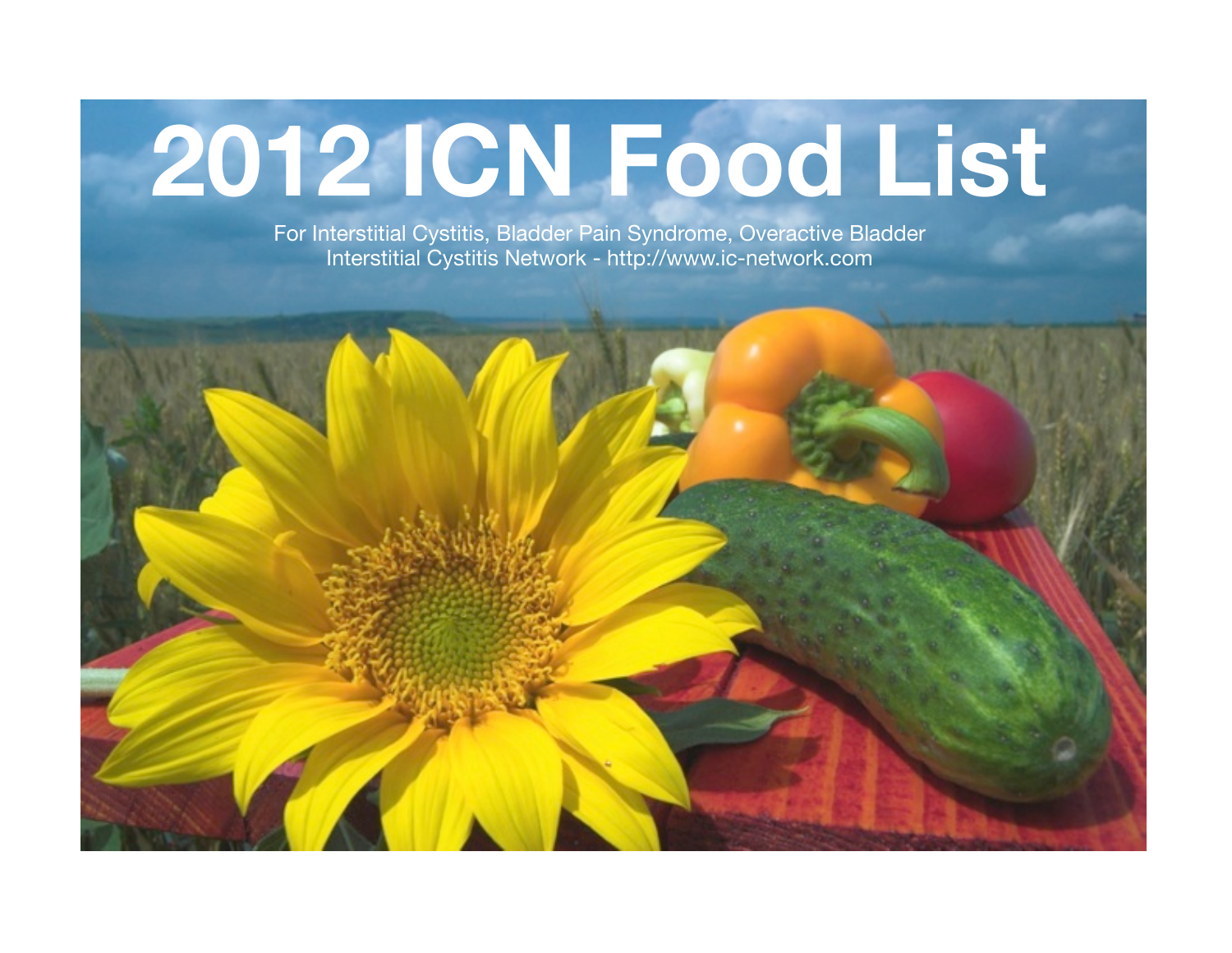# 2012 ICN Food List

For Interstitial Cystitis, Bladder Pain Syndrome, Overactive Bladder
Interstitial Cystitis Network - http://www.ic-network.com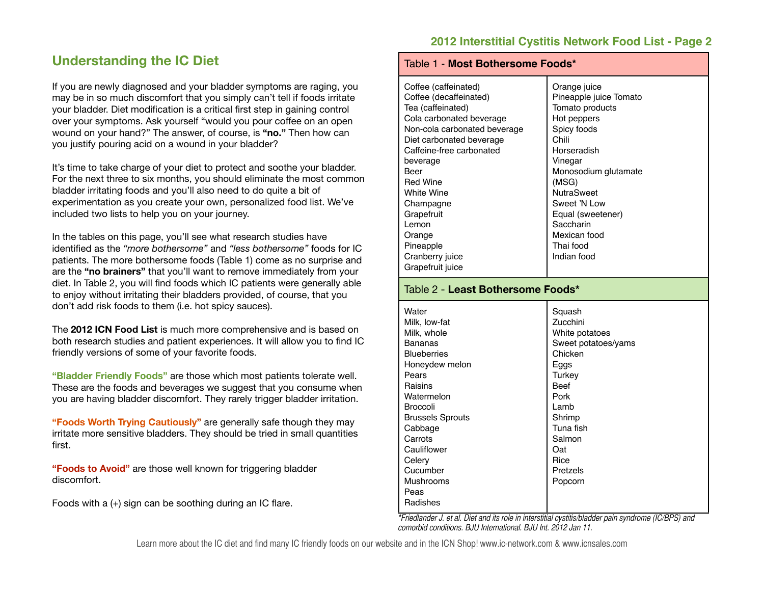## Understanding the IC Diet

If you are newly diagnosed and your bladder symptoms are raging, you may be in so much discomfort that you simply can't tell if foods irritate your bladder. Diet modification is a critical first step in gaining control over your symptoms. Ask yourself "would you pour coffee on an open wound on your hand?" The answer, of course, is **"no."** Then how can you justify pouring acid on a wound in your bladder?

It's time to take charge of your diet to protect and soothe your bladder. For the next three to six months, you should eliminate the most common bladder irritating foods and you'll also need to do quite a bit of experimentation as you create your own, personalized food list. We've included two lists to help you on your journey.

In the tables on this page, you'll see what research studies have identified as the *"more bothersome"* and *"less bothersome"* foods for IC patients. The more bothersome foods (Table 1) come as no surprise and are the **"no brainers"** that you'll want to remove immediately from your diet. In Table 2, you will find foods which IC patients were generally able to enjoy without irritating their bladders provided, of course, that you don't add risk foods to them (i.e. hot spicy sauces).

The **2012 ICN Food List** is much more comprehensive and is based on both research studies and patient experiences. It will allow you to find IC friendly versions of some of your favorite foods.

**"Bladder Friendly Foods"** are those which most patients tolerate well. These are the foods and beverages we suggest that you consume when you are having bladder discomfort. They rarely trigger bladder irritation.

**"Foods Worth Trying Cautiously"** are generally safe though they may irritate more sensitive bladders. They should be tried in small quantities first.

**"Foods to Avoid"** are those well known for triggering bladder discomfort.

Foods with a (+) sign can be soothing during an IC flare.

| Table 1 - **Most Bothersome Foods*** | |
|---|---|
| Coffee (caffeinated) | Orange juice |
| Coffee (decaffeinated) | Pineapple juice Tomato |
| Tea (caffeinated) | Tomato products |
| Cola carbonated beverage | Hot peppers |
| Non-cola carbonated beverage | Spicy foods |
| Diet carbonated beverage | Chili |
| Caffeine-free carbonated beverage | Horseradish |
| Beer | Vinegar |
| Red Wine | Monosodium glutamate (MSG) |
| White Wine | NutraSweet |
| Champagne | Sweet 'N Low |
| Grapefruit | Equal (sweetener) |
| Lemon | Saccharin |
| Orange | Mexican food |
| Pineapple | Thai food |
| Cranberry juice | Indian food |
| Grapefruit juice | |

| Table 2 - **Least Bothersome Foods*** | |
|---|---|
| Water | Squash |
| Milk, low-fat | Zucchini |
| Milk, whole | White potatoes |
| Bananas | Sweet potatoes/yams |
| Blueberries | Chicken |
| Honeydew melon | Eggs |
| Pears | Turkey |
| Raisins | Beef |
| Watermelon | Pork |
| Broccoli | Lamb |
| Brussels Sprouts | Shrimp |
| Cabbage | Tuna fish |
| Carrots | Salmon |
| Cauliflower | Oat |
| Celery | Rice |
| Cucumber | Pretzels |
| Mushrooms | Popcorn |
| Peas | |
| Radishes | |

*\*Friedlander J. et al. Diet and its role in interstitial cystitis/bladder pain syndrome (IC/BPS) and comorbid conditions. BJU International. BJU Int. 2012 Jan 11.*

Learn more about the IC diet and find many IC friendly foods on our website and in the ICN Shop! www.ic-network.com & www.icnsales.com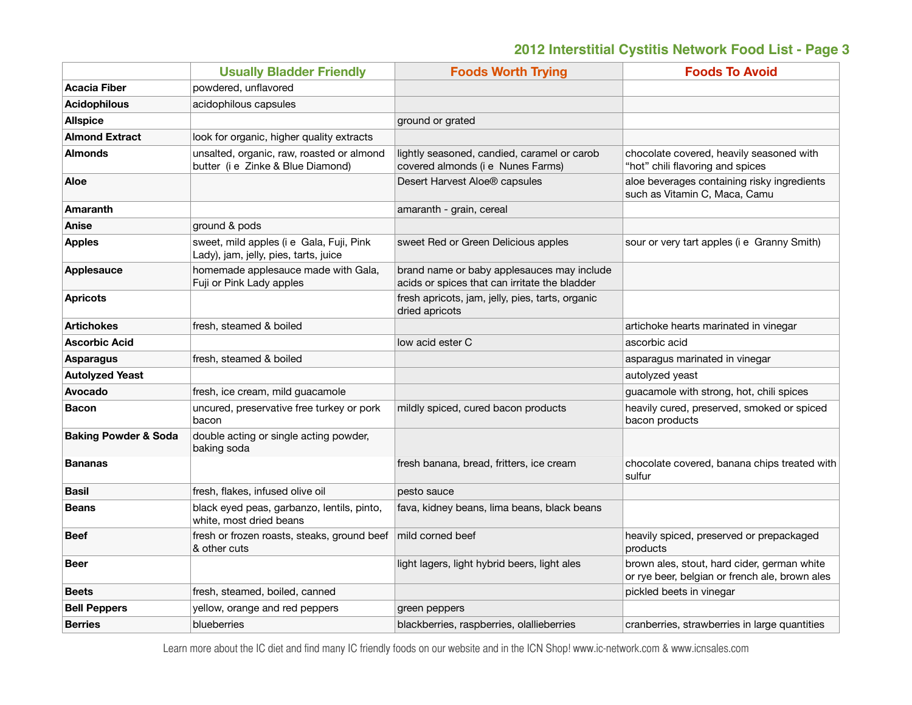## 2012 Interstitial Cystitis Network Food List - Page 3

| | Usually Bladder Friendly | Foods Worth Trying | Foods To Avoid |
|---|---|---|---|
| **Acacia Fiber** | powdered, unflavored | | |
| **Acidophilous** | acidophilous capsules | | |
| **Allspice** | | ground or grated | |
| **Almond Extract** | look for organic, higher quality extracts | | |
| **Almonds** | unsalted, organic, raw, roasted or almond butter (i e Zinke & Blue Diamond) | lightly seasoned, candied, caramel or carob covered almonds (i e Nunes Farms) | chocolate covered, heavily seasoned with “hot” chili flavoring and spices |
| **Aloe** | | Desert Harvest Aloe® capsules | aloe beverages containing risky ingredients such as Vitamin C, Maca, Camu |
| **Amaranth** | | amaranth - grain, cereal | |
| **Anise** | ground & pods | | |
| **Apples** | sweet, mild apples (i e Gala, Fuji, Pink Lady), jam, jelly, pies, tarts, juice | sweet Red or Green Delicious apples | sour or very tart apples (i e Granny Smith) |
| **Applesauce** | homemade applesauce made with Gala, Fuji or Pink Lady apples | brand name or baby applesauces may include acids or spices that can irritate the bladder | |
| **Apricots** | | fresh apricots, jam, jelly, pies, tarts, organic dried apricots | |
| **Artichokes** | fresh, steamed & boiled | | artichoke hearts marinated in vinegar |
| **Ascorbic Acid** | | low acid ester C | ascorbic acid |
| **Asparagus** | fresh, steamed & boiled | | asparagus marinated in vinegar |
| **Autolyzed Yeast** | | | autolyzed yeast |
| **Avocado** | fresh, ice cream, mild guacamole | | guacamole with strong, hot, chili spices |
| **Bacon** | uncured, preservative free turkey or pork bacon | mildly spiced, cured bacon products | heavily cured, preserved, smoked or spiced bacon products |
| **Baking Powder & Soda** | double acting or single acting powder, baking soda | | |
| **Bananas** | | fresh banana, bread, fritters, ice cream | chocolate covered, banana chips treated with sulfur |
| **Basil** | fresh, flakes, infused olive oil | pesto sauce | |
| **Beans** | black eyed peas, garbanzo, lentils, pinto, white, most dried beans | fava, kidney beans, lima beans, black beans | |
| **Beef** | fresh or frozen roasts, steaks, ground beef & other cuts | mild corned beef | heavily spiced, preserved or prepackaged products |
| **Beer** | | light lagers, light hybrid beers, light ales | brown ales, stout, hard cider, german white or rye beer, belgian or french ale, brown ales |
| **Beets** | fresh, steamed, boiled, canned | | pickled beets in vinegar |
| **Bell Peppers** | yellow, orange and red peppers | green peppers | |
| **Berries** | blueberries | blackberries, raspberries, olallieberries | cranberries, strawberries in large quantities |

Learn more about the IC diet and find many IC friendly foods on our website and in the ICN Shop! www.ic-network.com & www.icnsales.com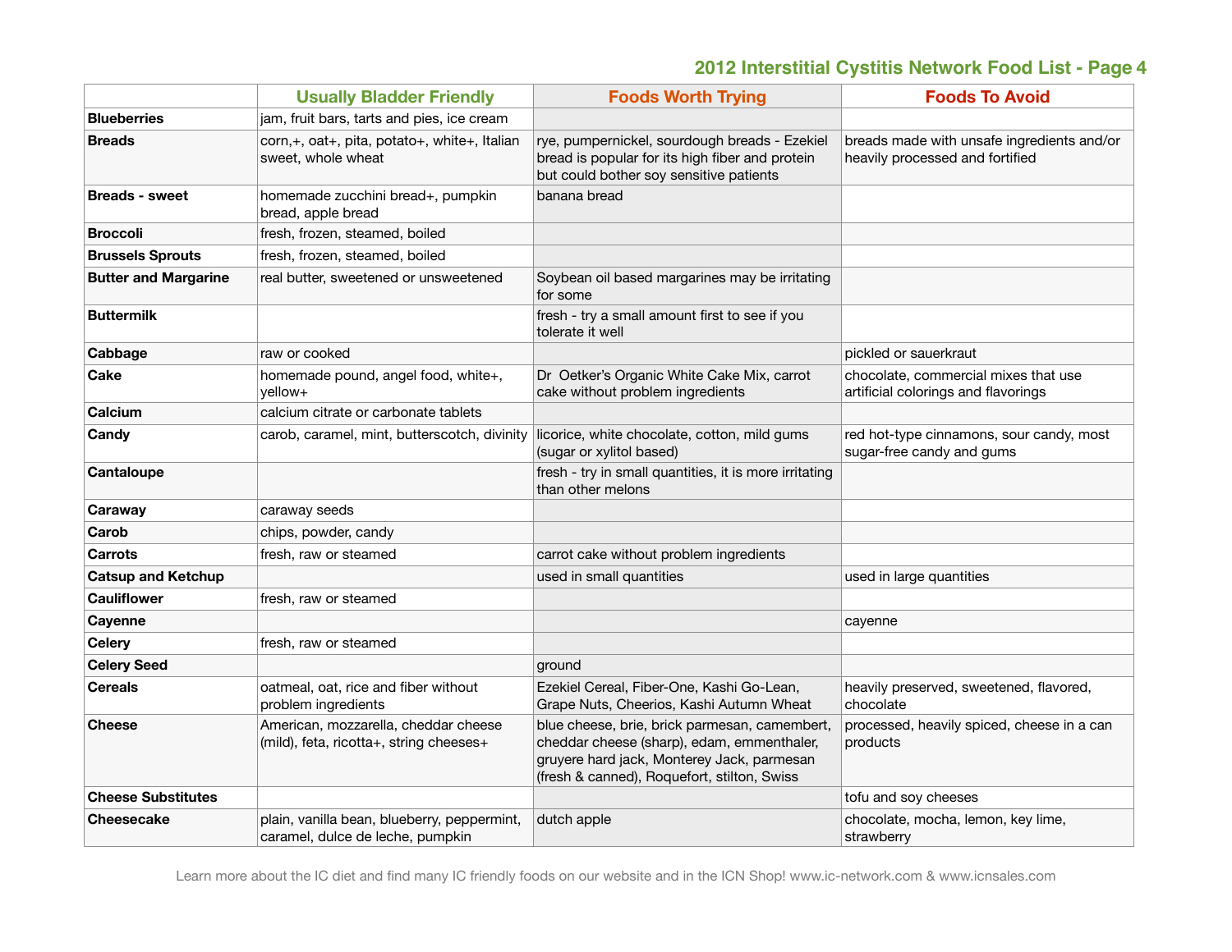## 2012 Interstitial Cystitis Network Food List - Page 4

| | Usually Bladder Friendly | Foods Worth Trying | Foods To Avoid |
|---|---|---|---|
| **Blueberries** | jam, fruit bars, tarts and pies, ice cream | | |
| **Breads** | corn,+, oat+, pita, potato+, white+, Italian sweet, whole wheat | rye, pumpernickel, sourdough breads - Ezekiel bread is popular for its high fiber and protein but could bother soy sensitive patients | breads made with unsafe ingredients and/or heavily processed and fortified |
| **Breads - sweet** | homemade zucchini bread+, pumpkin bread, apple bread | banana bread | |
| **Broccoli** | fresh, frozen, steamed, boiled | | |
| **Brussels Sprouts** | fresh, frozen, steamed, boiled | | |
| **Butter and Margarine** | real butter, sweetened or unsweetened | Soybean oil based margarines may be irritating for some | |
| **Buttermilk** | | fresh - try a small amount first to see if you tolerate it well | |
| **Cabbage** | raw or cooked | | pickled or sauerkraut |
| **Cake** | homemade pound, angel food, white+, yellow+ | Dr Oetker's Organic White Cake Mix, carrot cake without problem ingredients | chocolate, commercial mixes that use artificial colorings and flavorings |
| **Calcium** | calcium citrate or carbonate tablets | | |
| **Candy** | carob, caramel, mint, butterscotch, divinity | licorice, white chocolate, cotton, mild gums (sugar or xylitol based) | red hot-type cinnamons, sour candy, most sugar-free candy and gums |
| **Cantaloupe** | | fresh - try in small quantities, it is more irritating than other melons | |
| **Caraway** | caraway seeds | | |
| **Carob** | chips, powder, candy | | |
| **Carrots** | fresh, raw or steamed | carrot cake without problem ingredients | |
| **Catsup and Ketchup** | | used in small quantities | used in large quantities |
| **Cauliflower** | fresh, raw or steamed | | |
| **Cayenne** | | | cayenne |
| **Celery** | fresh, raw or steamed | | |
| **Celery Seed** | | ground | |
| **Cereals** | oatmeal, oat, rice and fiber without problem ingredients | Ezekiel Cereal, Fiber-One, Kashi Go-Lean, Grape Nuts, Cheerios, Kashi Autumn Wheat | heavily preserved, sweetened, flavored, chocolate |
| **Cheese** | American, mozzarella, cheddar cheese (mild), feta, ricotta+, string cheeses+ | blue cheese, brie, brick parmesan, camembert, cheddar cheese (sharp), edam, emmenthaler, gruyere hard jack, Monterey Jack, parmesan (fresh & canned), Roquefort, stilton, Swiss | processed, heavily spiced, cheese in a can products |
| **Cheese Substitutes** | | | tofu and soy cheeses |
| **Cheesecake** | plain, vanilla bean, blueberry, peppermint, caramel, dulce de leche, pumpkin | dutch apple | chocolate, mocha, lemon, key lime, strawberry |

Learn more about the IC diet and find many IC friendly foods on our website and in the ICN Shop! www.ic-network.com & www.icnsales.com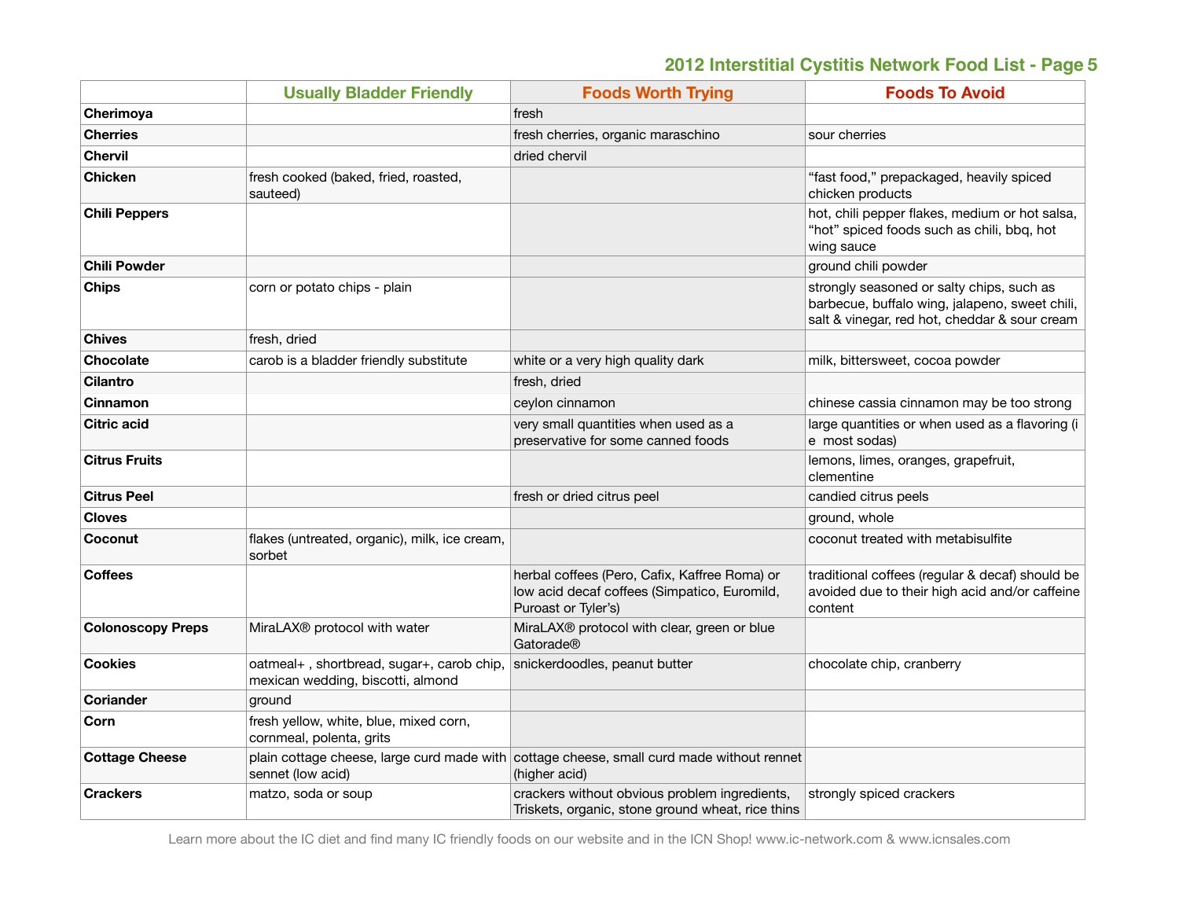## 2012 Interstitial Cystitis Network Food List - Page 5

| | Usually Bladder Friendly | Foods Worth Trying | Foods To Avoid |
|---|---|---|---|
| **Cherimoya** | | fresh | |
| **Cherries** | | fresh cherries, organic maraschino | sour cherries |
| **Chervil** | | dried chervil | |
| **Chicken** | fresh cooked (baked, fried, roasted, sauteed) | | "fast food," prepackaged, heavily spiced chicken products |
| **Chili Peppers** | | | hot, chili pepper flakes, medium or hot salsa, "hot" spiced foods such as chili, bbq, hot wing sauce |
| **Chili Powder** | | | ground chili powder |
| **Chips** | corn or potato chips - plain | | strongly seasoned or salty chips, such as barbecue, buffalo wing, jalapeno, sweet chili, salt & vinegar, red hot, cheddar & sour cream |
| **Chives** | fresh, dried | | |
| **Chocolate** | carob is a bladder friendly substitute | white or a very high quality dark | milk, bittersweet, cocoa powder |
| **Cilantro** | | fresh, dried | |
| **Cinnamon** | | ceylon cinnamon | chinese cassia cinnamon may be too strong |
| **Citric acid** | | very small quantities when used as a preservative for some canned foods | large quantities or when used as a flavoring (i e most sodas) |
| **Citrus Fruits** | | | lemons, limes, oranges, grapefruit, clementine |
| **Citrus Peel** | | fresh or dried citrus peel | candied citrus peels |
| **Cloves** | | | ground, whole |
| **Coconut** | flakes (untreated, organic), milk, ice cream, sorbet | | coconut treated with metabisulfite |
| **Coffees** | | herbal coffees (Pero, Cafix, Kaffree Roma) or low acid decaf coffees (Simpatico, Euromild, Puroast or Tyler's) | traditional coffees (regular & decaf) should be avoided due to their high acid and/or caffeine content |
| **Colonoscopy Preps** | MiraLAX® protocol with water | MiraLAX® protocol with clear, green or blue Gatorade® | |
| **Cookies** | oatmeal+ , shortbread, sugar+, carob chip, mexican wedding, biscotti, almond | snickerdoodles, peanut butter | chocolate chip, cranberry |
| **Coriander** | ground | | |
| **Corn** | fresh yellow, white, blue, mixed corn, cornmeal, polenta, grits | | |
| **Cottage Cheese** | plain cottage cheese, large curd made with sennet (low acid) | cottage cheese, small curd made without rennet (higher acid) | |
| **Crackers** | matzo, soda or soup | crackers without obvious problem ingredients, Triskets, organic, stone ground wheat, rice thins | strongly spiced crackers |

Learn more about the IC diet and find many IC friendly foods on our website and in the ICN Shop! www.ic-network.com & www.icnsales.com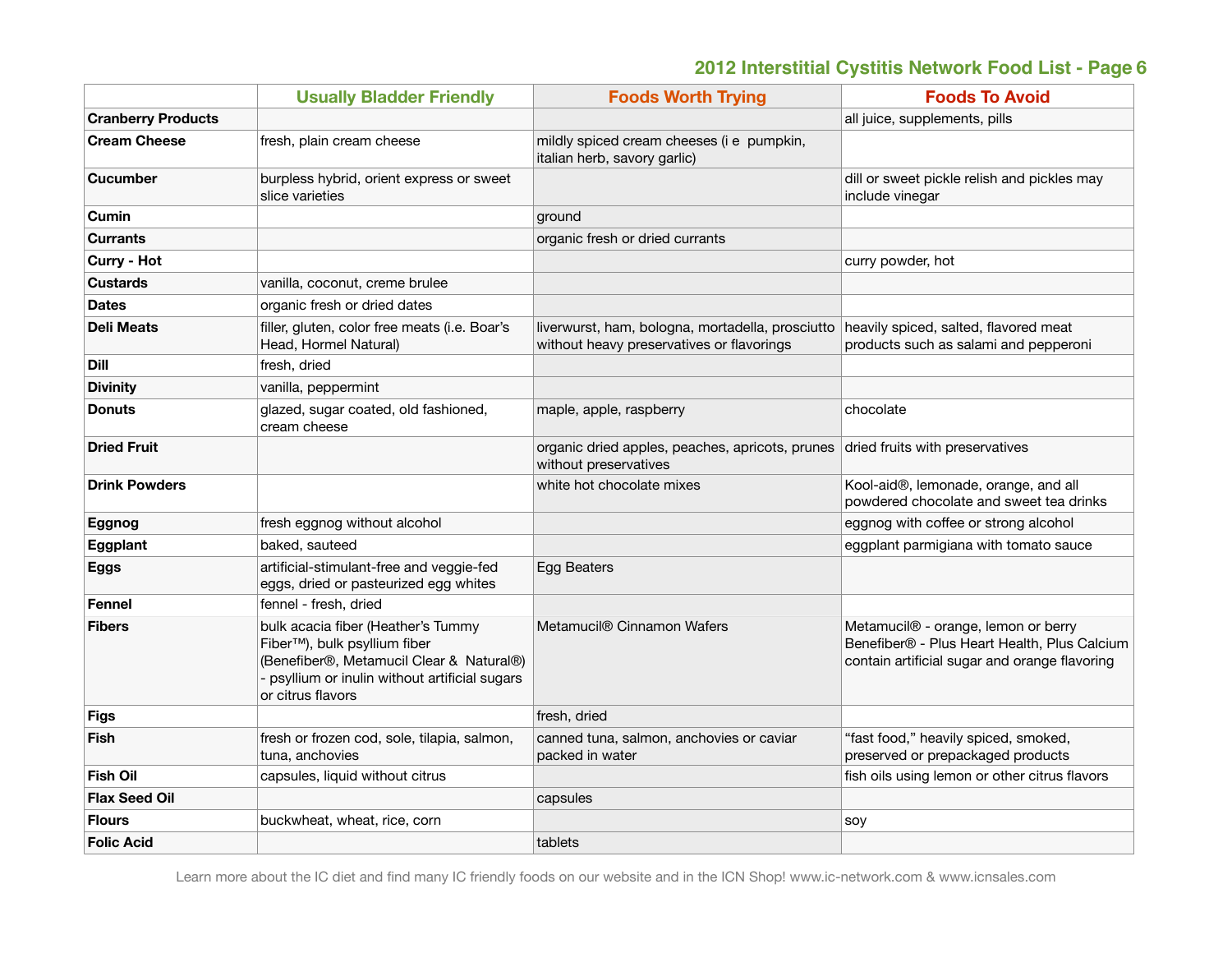## 2012 Interstitial Cystitis Network Food List - Page 6

| | Usually Bladder Friendly | Foods Worth Trying | Foods To Avoid |
|---|---|---|---|
| **Cranberry Products** | | | all juice, supplements, pills |
| **Cream Cheese** | fresh, plain cream cheese | mildly spiced cream cheeses (i e pumpkin, italian herb, savory garlic) | |
| **Cucumber** | burpless hybrid, orient express or sweet slice varieties | | dill or sweet pickle relish and pickles may include vinegar |
| **Cumin** | | ground | |
| **Currants** | | organic fresh or dried currants | |
| **Curry - Hot** | | | curry powder, hot |
| **Custards** | vanilla, coconut, creme brulee | | |
| **Dates** | organic fresh or dried dates | | |
| **Deli Meats** | filler, gluten, color free meats (i.e. Boar's Head, Hormel Natural) | liverwurst, ham, bologna, mortadella, prosciutto without heavy preservatives or flavorings | heavily spiced, salted, flavored meat products such as salami and pepperoni |
| **Dill** | fresh, dried | | |
| **Divinity** | vanilla, peppermint | | |
| **Donuts** | glazed, sugar coated, old fashioned, cream cheese | maple, apple, raspberry | chocolate |
| **Dried Fruit** | | organic dried apples, peaches, apricots, prunes without preservatives | dried fruits with preservatives |
| **Drink Powders** | | white hot chocolate mixes | Kool-aid®, lemonade, orange, and all powdered chocolate and sweet tea drinks |
| **Eggnog** | fresh eggnog without alcohol | | eggnog with coffee or strong alcohol |
| **Eggplant** | baked, sauteed | | eggplant parmigiana with tomato sauce |
| **Eggs** | artificial-stimulant-free and veggie-fed eggs, dried or pasteurized egg whites | Egg Beaters | |
| **Fennel** | fennel - fresh, dried | | |
| **Fibers** | bulk acacia fiber (Heather's Tummy Fiber™), bulk psyllium fiber (Benefiber®, Metamucil Clear & Natural®) - psyllium or inulin without artificial sugars or citrus flavors | Metamucil® Cinnamon Wafers | Metamucil® - orange, lemon or berry Benefiber® - Plus Heart Health, Plus Calcium contain artificial sugar and orange flavoring |
| **Figs** | | fresh, dried | |
| **Fish** | fresh or frozen cod, sole, tilapia, salmon, tuna, anchovies | canned tuna, salmon, anchovies or caviar packed in water | "fast food," heavily spiced, smoked, preserved or prepackaged products |
| **Fish Oil** | capsules, liquid without citrus | | fish oils using lemon or other citrus flavors |
| **Flax Seed Oil** | | capsules | |
| **Flours** | buckwheat, wheat, rice, corn | | soy |
| **Folic Acid** | | tablets | |

Learn more about the IC diet and find many IC friendly foods on our website and in the ICN Shop! www.ic-network.com & www.icnsales.com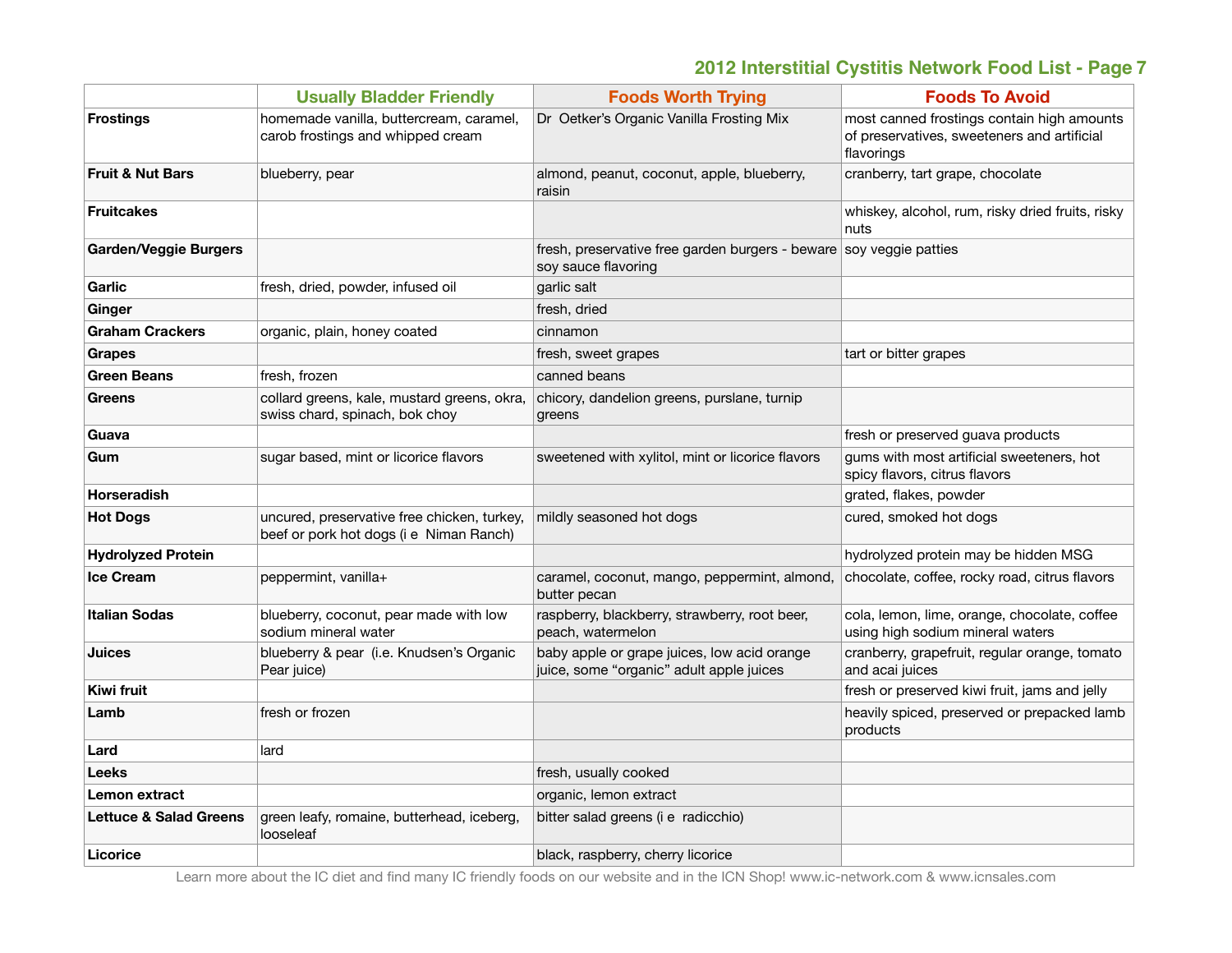## 2012 Interstitial Cystitis Network Food List - Page 7

| | Usually Bladder Friendly | Foods Worth Trying | Foods To Avoid |
|---|---|---|---|
| **Frostings** | homemade vanilla, buttercream, caramel, carob frostings and whipped cream | Dr Oetker's Organic Vanilla Frosting Mix | most canned frostings contain high amounts of preservatives, sweeteners and artificial flavorings |
| **Fruit & Nut Bars** | blueberry, pear | almond, peanut, coconut, apple, blueberry, raisin | cranberry, tart grape, chocolate |
| **Fruitcakes** | | | whiskey, alcohol, rum, risky dried fruits, risky nuts |
| **Garden/Veggie Burgers** | | fresh, preservative free garden burgers - beware soy sauce flavoring | soy veggie patties |
| **Garlic** | fresh, dried, powder, infused oil | garlic salt | |
| **Ginger** | | fresh, dried | |
| **Graham Crackers** | organic, plain, honey coated | cinnamon | |
| **Grapes** | | fresh, sweet grapes | tart or bitter grapes |
| **Green Beans** | fresh, frozen | canned beans | |
| **Greens** | collard greens, kale, mustard greens, okra, swiss chard, spinach, bok choy | chicory, dandelion greens, purslane, turnip greens | |
| **Guava** | | | fresh or preserved guava products |
| **Gum** | sugar based, mint or licorice flavors | sweetened with xylitol, mint or licorice flavors | gums with most artificial sweeteners, hot spicy flavors, citrus flavors |
| **Horseradish** | | | grated, flakes, powder |
| **Hot Dogs** | uncured, preservative free chicken, turkey, beef or pork hot dogs (i e Niman Ranch) | mildly seasoned hot dogs | cured, smoked hot dogs |
| **Hydrolyzed Protein** | | | hydrolyzed protein may be hidden MSG |
| **Ice Cream** | peppermint, vanilla+ | caramel, coconut, mango, peppermint, almond, butter pecan | chocolate, coffee, rocky road, citrus flavors |
| **Italian Sodas** | blueberry, coconut, pear made with low sodium mineral water | raspberry, blackberry, strawberry, root beer, peach, watermelon | cola, lemon, lime, orange, chocolate, coffee using high sodium mineral waters |
| **Juices** | blueberry & pear (i.e. Knudsen's Organic Pear juice) | baby apple or grape juices, low acid orange juice, some "organic" adult apple juices | cranberry, grapefruit, regular orange, tomato and acai juices |
| **Kiwi fruit** | | | fresh or preserved kiwi fruit, jams and jelly |
| **Lamb** | fresh or frozen | | heavily spiced, preserved or prepacked lamb products |
| **Lard** | lard | | |
| **Leeks** | | fresh, usually cooked | |
| **Lemon extract** | | organic, lemon extract | |
| **Lettuce & Salad Greens** | green leafy, romaine, butterhead, iceberg, looseleaf | bitter salad greens (i e radicchio) | |
| **Licorice** | | black, raspberry, cherry licorice | |

Learn more about the IC diet and find many IC friendly foods on our website and in the ICN Shop! www.ic-network.com & www.icnsales.com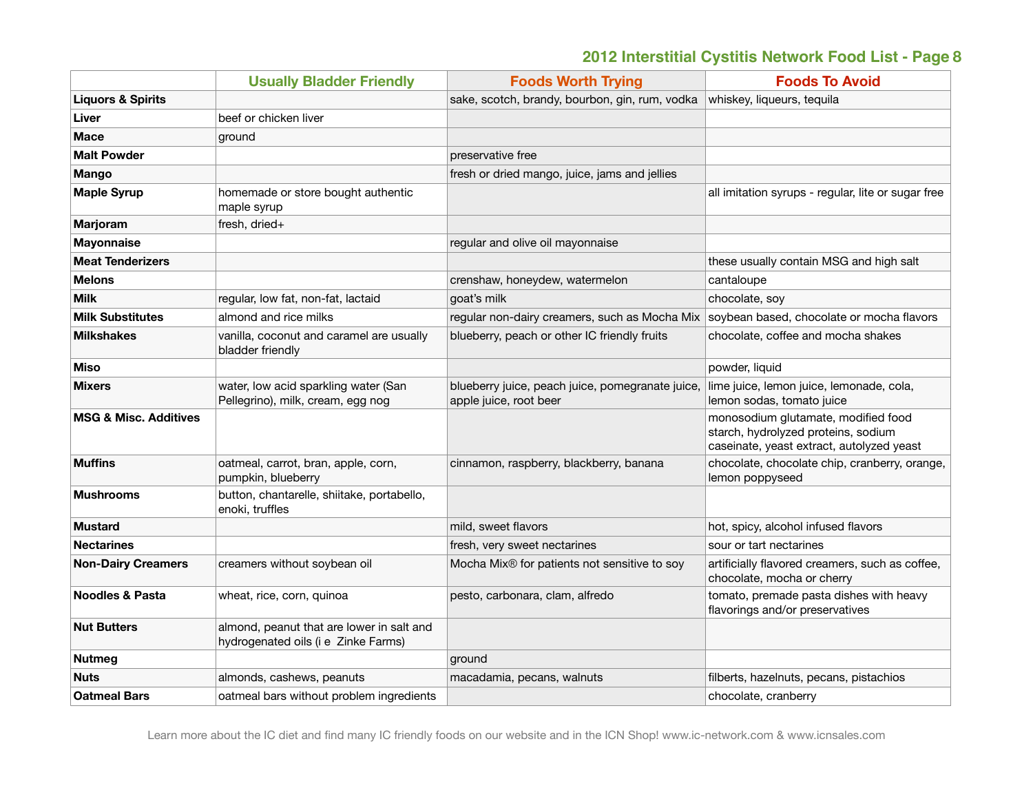| | Usually Bladder Friendly | Foods Worth Trying | Foods To Avoid |
|---|---|---|---|
| **Liquors & Spirits** | | sake, scotch, brandy, bourbon, gin, rum, vodka | whiskey, liqueurs, tequila |
| **Liver** | beef or chicken liver | | |
| **Mace** | ground | | |
| **Malt Powder** | | preservative free | |
| **Mango** | | fresh or dried mango, juice, jams and jellies | |
| **Maple Syrup** | homemade or store bought authentic maple syrup | | all imitation syrups - regular, lite or sugar free |
| **Marjoram** | fresh, dried+ | | |
| **Mayonnaise** | | regular and olive oil mayonnaise | |
| **Meat Tenderizers** | | | these usually contain MSG and high salt |
| **Melons** | | crenshaw, honeydew, watermelon | cantaloupe |
| **Milk** | regular, low fat, non-fat, lactaid | goat's milk | chocolate, soy |
| **Milk Substitutes** | almond and rice milks | regular non-dairy creamers, such as Mocha Mix | soybean based, chocolate or mocha flavors |
| **Milkshakes** | vanilla, coconut and caramel are usually bladder friendly | blueberry, peach or other IC friendly fruits | chocolate, coffee and mocha shakes |
| **Miso** | | | powder, liquid |
| **Mixers** | water, low acid sparkling water (San Pellegrino), milk, cream, egg nog | blueberry juice, peach juice, pomegranate juice, apple juice, root beer | lime juice, lemon juice, lemonade, cola, lemon sodas, tomato juice |
| **MSG & Misc. Additives** | | | monosodium glutamate, modified food starch, hydrolyzed proteins, sodium caseinate, yeast extract, autolyzed yeast |
| **Muffins** | oatmeal, carrot, bran, apple, corn, pumpkin, blueberry | cinnamon, raspberry, blackberry, banana | chocolate, chocolate chip, cranberry, orange, lemon poppyseed |
| **Mushrooms** | button, chantarelle, shiitake, portabello, enoki, truffles | | |
| **Mustard** | | mild, sweet flavors | hot, spicy, alcohol infused flavors |
| **Nectarines** | | fresh, very sweet nectarines | sour or tart nectarines |
| **Non-Dairy Creamers** | creamers without soybean oil | Mocha Mix® for patients not sensitive to soy | artificially flavored creamers, such as coffee, chocolate, mocha or cherry |
| **Noodles & Pasta** | wheat, rice, corn, quinoa | pesto, carbonara, clam, alfredo | tomato, premade pasta dishes with heavy flavorings and/or preservatives |
| **Nut Butters** | almond, peanut that are lower in salt and hydrogenated oils (i e  Zinke Farms) | | |
| **Nutmeg** | | ground | |
| **Nuts** | almonds, cashews, peanuts | macadamia, pecans, walnuts | filberts, hazelnuts, pecans, pistachios |
| **Oatmeal Bars** | oatmeal bars without problem ingredients | | chocolate, cranberry |

Learn more about the IC diet and find many IC friendly foods on our website and in the ICN Shop! www.ic-network.com & www.icnsales.com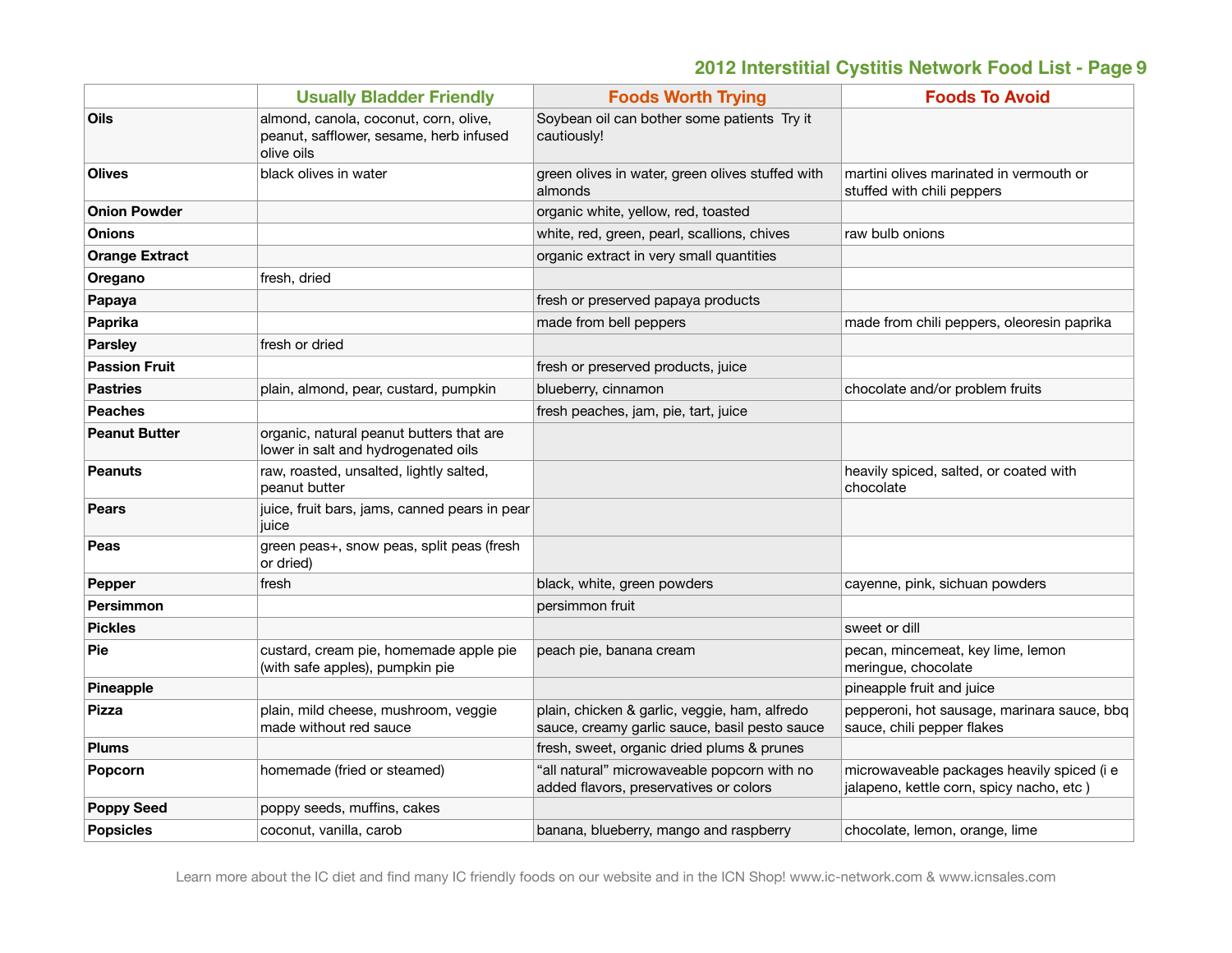## 2012 Interstitial Cystitis Network Food List - Page 9

| | Usually Bladder Friendly | Foods Worth Trying | Foods To Avoid |
|---|---|---|---|
| **Oils** | almond, canola, coconut, corn, olive, peanut, safflower, sesame, herb infused olive oils | Soybean oil can bother some patients  Try it cautiously! | |
| **Olives** | black olives in water | green olives in water, green olives stuffed with almonds | martini olives marinated in vermouth or stuffed with chili peppers |
| **Onion Powder** | | organic white, yellow, red, toasted | |
| **Onions** | | white, red, green, pearl, scallions, chives | raw bulb onions |
| **Orange Extract** | | organic extract in very small quantities | |
| **Oregano** | fresh, dried | | |
| **Papaya** | | fresh or preserved papaya products | |
| **Paprika** | | made from bell peppers | made from chili peppers, oleoresin paprika |
| **Parsley** | fresh or dried | | |
| **Passion Fruit** | | fresh or preserved products, juice | |
| **Pastries** | plain, almond, pear, custard, pumpkin | blueberry, cinnamon | chocolate and/or problem fruits |
| **Peaches** | | fresh peaches, jam, pie, tart, juice | |
| **Peanut Butter** | organic, natural peanut butters that are lower in salt and hydrogenated oils | | |
| **Peanuts** | raw, roasted, unsalted, lightly salted, peanut butter | | heavily spiced, salted, or coated with chocolate |
| **Pears** | juice, fruit bars, jams, canned pears in pear juice | | |
| **Peas** | green peas+, snow peas, split peas (fresh or dried) | | |
| **Pepper** | fresh | black, white, green powders | cayenne, pink, sichuan powders |
| **Persimmon** | | persimmon fruit | |
| **Pickles** | | | sweet or dill |
| **Pie** | custard, cream pie, homemade apple pie (with safe apples), pumpkin pie | peach pie, banana cream | pecan, mincemeat, key lime, lemon meringue, chocolate |
| **Pineapple** | | | pineapple fruit and juice |
| **Pizza** | plain, mild cheese, mushroom, veggie made without red sauce | plain, chicken & garlic, veggie, ham, alfredo sauce, creamy garlic sauce, basil pesto sauce | pepperoni, hot sausage, marinara sauce, bbq sauce, chili pepper flakes |
| **Plums** | | fresh, sweet, organic dried plums & prunes | |
| **Popcorn** | homemade (fried or steamed) | "all natural" microwaveable popcorn with no added flavors, preservatives or colors | microwaveable packages heavily spiced (i e jalapeno, kettle corn, spicy nacho, etc ) |
| **Poppy Seed** | poppy seeds, muffins, cakes | | |
| **Popsicles** | coconut, vanilla, carob | banana, blueberry, mango and raspberry | chocolate, lemon, orange, lime |

Learn more about the IC diet and find many IC friendly foods on our website and in the ICN Shop! www.ic-network.com & www.icnsales.com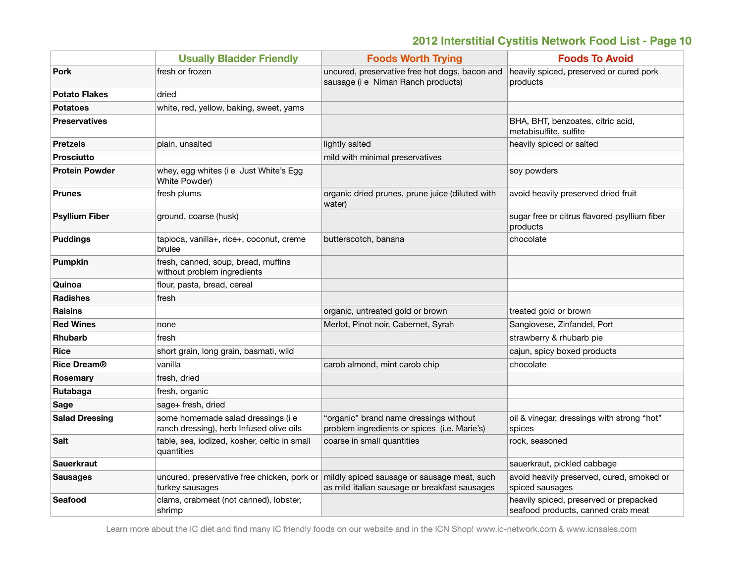## 2012 Interstitial Cystitis Network Food List - Page 10

| | Usually Bladder Friendly | Foods Worth Trying | Foods To Avoid |
|---|---|---|---|
| **Pork** | fresh or frozen | uncured, preservative free hot dogs, bacon and sausage (i e  Niman Ranch products) | heavily spiced, preserved or cured pork products |
| **Potato Flakes** | dried | | |
| **Potatoes** | white, red, yellow, baking, sweet, yams | | |
| **Preservatives** | | | BHA, BHT, benzoates, citric acid, metabisulfite, sulfite |
| **Pretzels** | plain, unsalted | lightly salted | heavily spiced or salted |
| **Prosciutto** | | mild with minimal preservatives | |
| **Protein Powder** | whey, egg whites (i e  Just White's Egg White Powder) | | soy powders |
| **Prunes** | fresh plums | organic dried prunes, prune juice (diluted with water) | avoid heavily preserved dried fruit |
| **Psyllium Fiber** | ground, coarse (husk) | | sugar free or citrus flavored psyllium fiber products |
| **Puddings** | tapioca, vanilla+, rice+, coconut, creme brulee | butterscotch, banana | chocolate |
| **Pumpkin** | fresh, canned, soup, bread, muffins without problem ingredients | | |
| **Quinoa** | flour, pasta, bread, cereal | | |
| **Radishes** | fresh | | |
| **Raisins** | | organic, untreated gold or brown | treated gold or brown |
| **Red Wines** | none | Merlot, Pinot noir, Cabernet, Syrah | Sangiovese, Zinfandel, Port |
| **Rhubarb** | fresh | | strawberry & rhubarb pie |
| **Rice** | short grain, long grain, basmati, wild | | cajun, spicy boxed products |
| **Rice Dream®** | vanilla | carob almond, mint carob chip | chocolate |
| **Rosemary** | fresh, dried | | |
| **Rutabaga** | fresh, organic | | |
| **Sage** | sage+ fresh, dried | | |
| **Salad Dressing** | some homemade salad dressings (i e ranch dressing), herb Infused olive oils | "organic" brand name dressings without problem ingredients or spices  (i.e. Marie's) | oil & vinegar, dressings with strong "hot" spices |
| **Salt** | table, sea, iodized, kosher, celtic in small quantities | coarse in small quantities | rock, seasoned |
| **Sauerkraut** | | | sauerkraut, pickled cabbage |
| **Sausages** | uncured, preservative free chicken, pork or turkey sausages | mildly spiced sausage or sausage meat, such as mild italian sausage or breakfast sausages | avoid heavily preserved, cured, smoked or spiced sausages |
| **Seafood** | clams, crabmeat (not canned), lobster, shrimp | | heavily spiced, preserved or prepacked seafood products, canned crab meat |

Learn more about the IC diet and find many IC friendly foods on our website and in the ICN Shop! www.ic-network.com & www.icnsales.com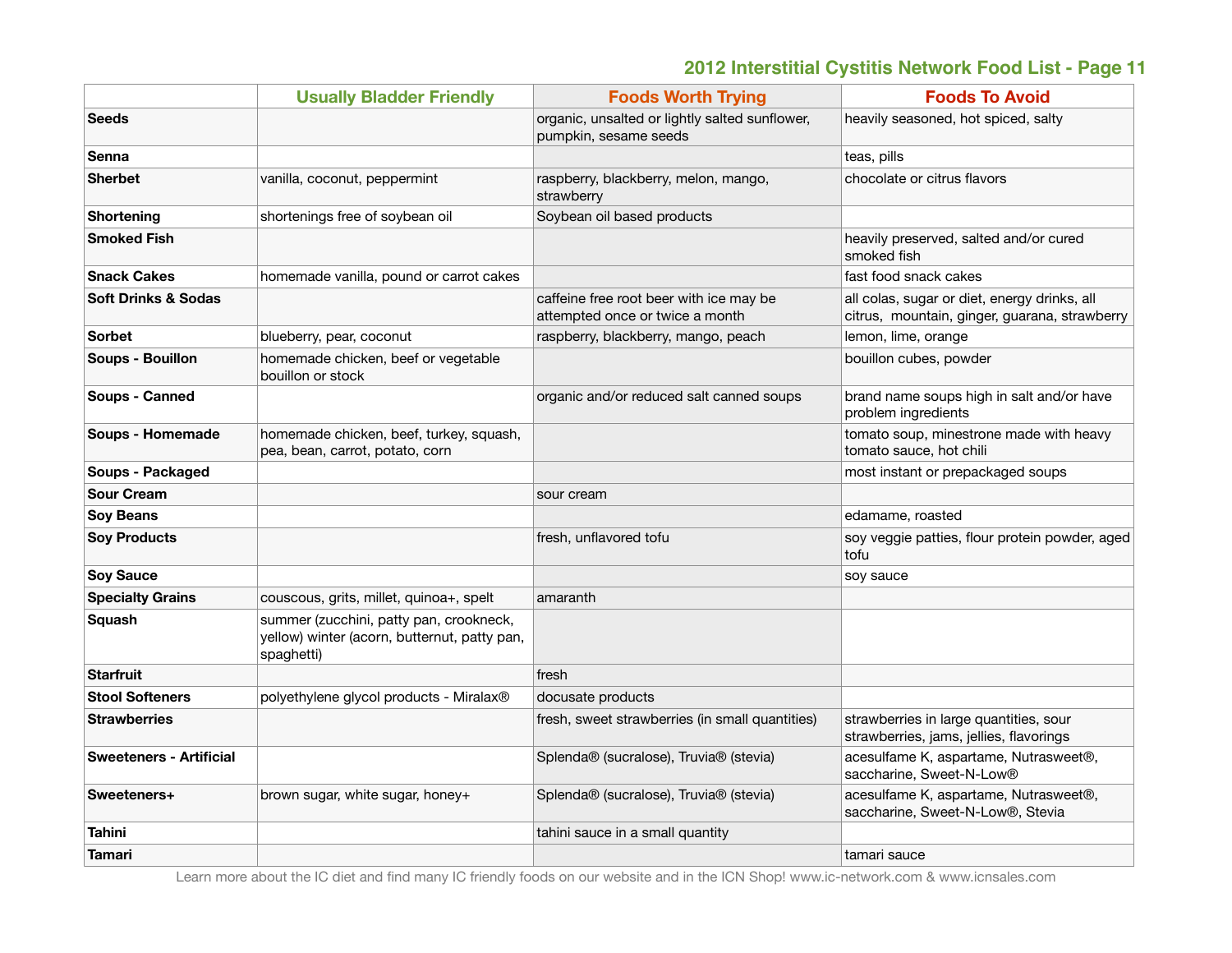# 2012 Interstitial Cystitis Network Food List - Page 11

| | Usually Bladder Friendly | Foods Worth Trying | Foods To Avoid |
|---|---|---|---|
| **Seeds** | | organic, unsalted or lightly salted sunflower, pumpkin, sesame seeds | heavily seasoned, hot spiced, salty |
| **Senna** | | | teas, pills |
| **Sherbet** | vanilla, coconut, peppermint | raspberry, blackberry, melon, mango, strawberry | chocolate or citrus flavors |
| **Shortening** | shortenings free of soybean oil | Soybean oil based products | |
| **Smoked Fish** | | | heavily preserved, salted and/or cured smoked fish |
| **Snack Cakes** | homemade vanilla, pound or carrot cakes | | fast food snack cakes |
| **Soft Drinks & Sodas** | | caffeine free root beer with ice may be attempted once or twice a month | all colas, sugar or diet, energy drinks, all citrus, mountain, ginger, guarana, strawberry |
| **Sorbet** | blueberry, pear, coconut | raspberry, blackberry, mango, peach | lemon, lime, orange |
| **Soups - Bouillon** | homemade chicken, beef or vegetable bouillon or stock | | bouillon cubes, powder |
| **Soups - Canned** | | organic and/or reduced salt canned soups | brand name soups high in salt and/or have problem ingredients |
| **Soups - Homemade** | homemade chicken, beef, turkey, squash, pea, bean, carrot, potato, corn | | tomato soup, minestrone made with heavy tomato sauce, hot chili |
| **Soups - Packaged** | | | most instant or prepackaged soups |
| **Sour Cream** | | sour cream | |
| **Soy Beans** | | | edamame, roasted |
| **Soy Products** | | fresh, unflavored tofu | soy veggie patties, flour protein powder, aged tofu |
| **Soy Sauce** | | | soy sauce |
| **Specialty Grains** | couscous, grits, millet, quinoa+, spelt | amaranth | |
| **Squash** | summer (zucchini, patty pan, crookneck, yellow) winter (acorn, butternut, patty pan, spaghetti) | | |
| **Starfruit** | | fresh | |
| **Stool Softeners** | polyethylene glycol products - Miralax® | docusate products | |
| **Strawberries** | | fresh, sweet strawberries (in small quantities) | strawberries in large quantities, sour strawberries, jams, jellies, flavorings |
| **Sweeteners - Artificial** | | Splenda® (sucralose), Truvia® (stevia) | acesulfame K, aspartame, Nutrasweet®, saccharine, Sweet-N-Low® |
| **Sweeteners+** | brown sugar, white sugar, honey+ | Splenda® (sucralose), Truvia® (stevia) | acesulfame K, aspartame, Nutrasweet®, saccharine, Sweet-N-Low®, Stevia |
| **Tahini** | | tahini sauce in a small quantity | |
| **Tamari** | | | tamari sauce |

Learn more about the IC diet and find many IC friendly foods on our website and in the ICN Shop! www.ic-network.com & www.icnsales.com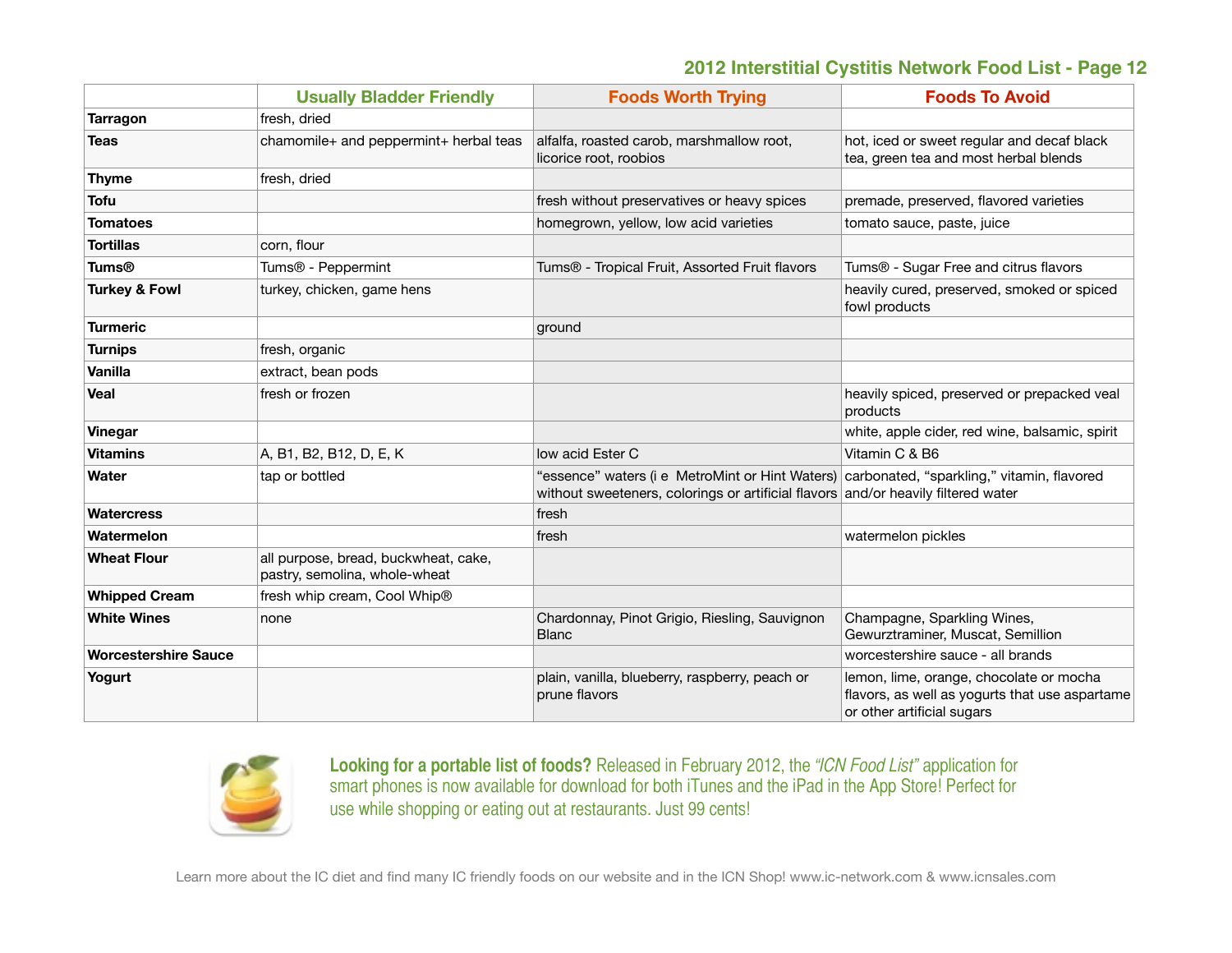## 2012 Interstitial Cystitis Network Food List - Page 12

| | Usually Bladder Friendly | Foods Worth Trying | Foods To Avoid |
|---|---|---|---|
| **Tarragon** | fresh, dried | | |
| **Teas** | chamomile+ and peppermint+ herbal teas | alfalfa, roasted carob, marshmallow root, licorice root, roobios | hot, iced or sweet regular and decaf black tea, green tea and most herbal blends |
| **Thyme** | fresh, dried | | |
| **Tofu** | | fresh without preservatives or heavy spices | premade, preserved, flavored varieties |
| **Tomatoes** | | homegrown, yellow, low acid varieties | tomato sauce, paste, juice |
| **Tortillas** | corn, flour | | |
| **Tums®** | Tums® - Peppermint | Tums® - Tropical Fruit, Assorted Fruit flavors | Tums® - Sugar Free and citrus flavors |
| **Turkey & Fowl** | turkey, chicken, game hens | | heavily cured, preserved, smoked or spiced fowl products |
| **Turmeric** | | ground | |
| **Turnips** | fresh, organic | | |
| **Vanilla** | extract, bean pods | | |
| **Veal** | fresh or frozen | | heavily spiced, preserved or prepacked veal products |
| **Vinegar** | | | white, apple cider, red wine, balsamic, spirit |
| **Vitamins** | A, B1, B2, B12, D, E, K | low acid Ester C | Vitamin C & B6 |
| **Water** | tap or bottled | "essence" waters (i e MetroMint or Hint Waters) without sweeteners, colorings or artificial flavors | carbonated, "sparkling," vitamin, flavored and/or heavily filtered water |
| **Watercress** | | fresh | |
| **Watermelon** | | fresh | watermelon pickles |
| **Wheat Flour** | all purpose, bread, buckwheat, cake, pastry, semolina, whole-wheat | | |
| **Whipped Cream** | fresh whip cream, Cool Whip® | | |
| **White Wines** | none | Chardonnay, Pinot Grigio, Riesling, Sauvignon Blanc | Champagne, Sparkling Wines, Gewurztraminer, Muscat, Semillion |
| **Worcestershire Sauce** | | | worcestershire sauce - all brands |
| **Yogurt** | | plain, vanilla, blueberry, raspberry, peach or prune flavors | lemon, lime, orange, chocolate or mocha flavors, as well as yogurts that use aspartame or other artificial sugars |

**Looking for a portable list of foods?** Released in February 2012, the *"ICN Food List"* application for smart phones is now available for download for both iTunes and the iPad in the App Store! Perfect for use while shopping or eating out at restaurants. Just 99 cents!

Learn more about the IC diet and find many IC friendly foods on our website and in the ICN Shop! www.ic-network.com & www.icnsales.com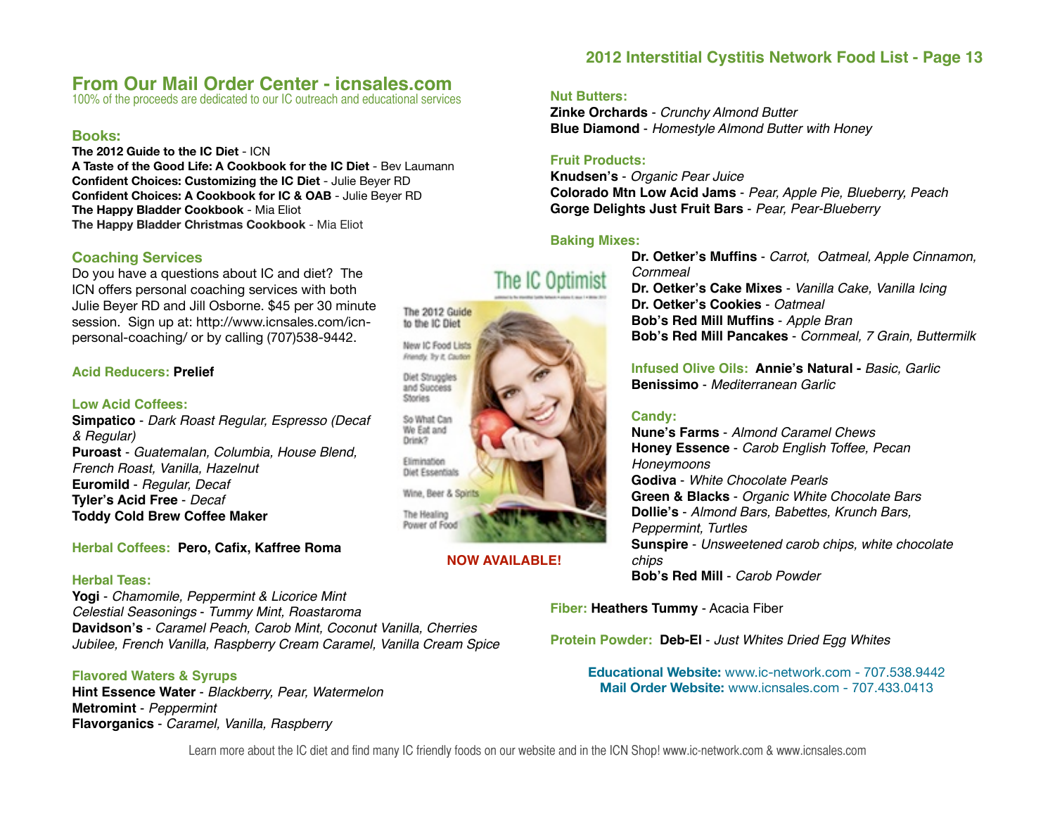## From Our Mail Order Center - icnsales.com

100% of the proceeds are dedicated to our IC outreach and educational services

### Books:

**The 2012 Guide to the IC Diet** - ICN
**A Taste of the Good Life: A Cookbook for the IC Diet** - Bev Laumann
**Confident Choices: Customizing the IC Diet** - Julie Beyer RD
**Confident Choices: A Cookbook for IC & OAB** - Julie Beyer RD
**The Happy Bladder Cookbook** - Mia Eliot
**The Happy Bladder Christmas Cookbook** - Mia Eliot

### Coaching Services

Do you have a questions about IC and diet? The ICN offers personal coaching services with both Julie Beyer RD and Jill Osborne. $45 per 30 minute session. Sign up at: http://www.icnsales.com/icn-personal-coaching/ or by calling (707)538-9442.

### Acid Reducers: **Prelief**

### Low Acid Coffees:

**Simpatico** - *Dark Roast Regular, Espresso (Decaf & Regular)*
**Puroast** - *Guatemalan, Columbia, House Blend, French Roast, Vanilla, Hazelnut*
**Euromild** - *Regular, Decaf*
**Tyler's Acid Free** - *Decaf*
**Toddy Cold Brew Coffee Maker**

### Herbal Coffees: **Pero, Cafix, Kaffree Roma**

### Herbal Teas:

**Yogi** - *Chamomile, Peppermint & Licorice Mint*
*Celestial Seasonings - Tummy Mint, Roastaroma*
**Davidson's** - *Caramel Peach, Carob Mint, Coconut Vanilla, Cherries Jubilee, French Vanilla, Raspberry Cream Caramel, Vanilla Cream Spice*

### Flavored Waters & Syrups

**Hint Essence Water** - *Blackberry, Pear, Watermelon*
**Metromint** - *Peppermint*
**Flavorganics** - *Caramel, Vanilla, Raspberry*

The IC Optimist

The 2012 Guide to the IC Diet

New IC Food Lists *Friendly, Try it, Caution*

Diet Struggles and Success Stories

So What Can We Eat and Drink?

Elimination Diet Essentials

Wine, Beer & Spirits

The Healing Power of Food

**NOW AVAILABLE!**

### Nut Butters:

**Zinke Orchards** - *Crunchy Almond Butter*
**Blue Diamond** - *Homestyle Almond Butter with Honey*

### Fruit Products:

**Knudsen's** - *Organic Pear Juice*
**Colorado Mtn Low Acid Jams** - *Pear, Apple Pie, Blueberry, Peach*
**Gorge Delights Just Fruit Bars** - *Pear, Pear-Blueberry*

### Baking Mixes:

**Dr. Oetker's Muffins** - *Carrot, Oatmeal, Apple Cinnamon, Cornmeal*
**Dr. Oetker's Cake Mixes** - *Vanilla Cake, Vanilla Icing*
**Dr. Oetker's Cookies** - *Oatmeal*
**Bob's Red Mill Muffins** - *Apple Bran*
**Bob's Red Mill Pancakes** - *Cornmeal, 7 Grain, Buttermilk*

### Infused Olive Oils: **Annie's Natural -** *Basic, Garlic*

**Benissimo** - *Mediterranean Garlic*

### Candy:

**Nune's Farms** - *Almond Caramel Chews*
**Honey Essence** - *Carob English Toffee, Pecan Honeymoons*
**Godiva** - *White Chocolate Pearls*
**Green & Blacks** - *Organic White Chocolate Bars*
**Dollie's** - *Almond Bars, Babettes, Krunch Bars, Peppermint, Turtles*
**Sunspire** - *Unsweetened carob chips, white chocolate chips*
**Bob's Red Mill** - *Carob Powder*

### Fiber: **Heathers Tummy** - Acacia Fiber

### Protein Powder: **Deb-El** - *Just Whites Dried Egg Whites*

**Educational Website:** www.ic-network.com - 707.538.9442
**Mail Order Website:** www.icnsales.com - 707.433.0413

Learn more about the IC diet and find many IC friendly foods on our website and in the ICN Shop! www.ic-network.com & www.icnsales.com